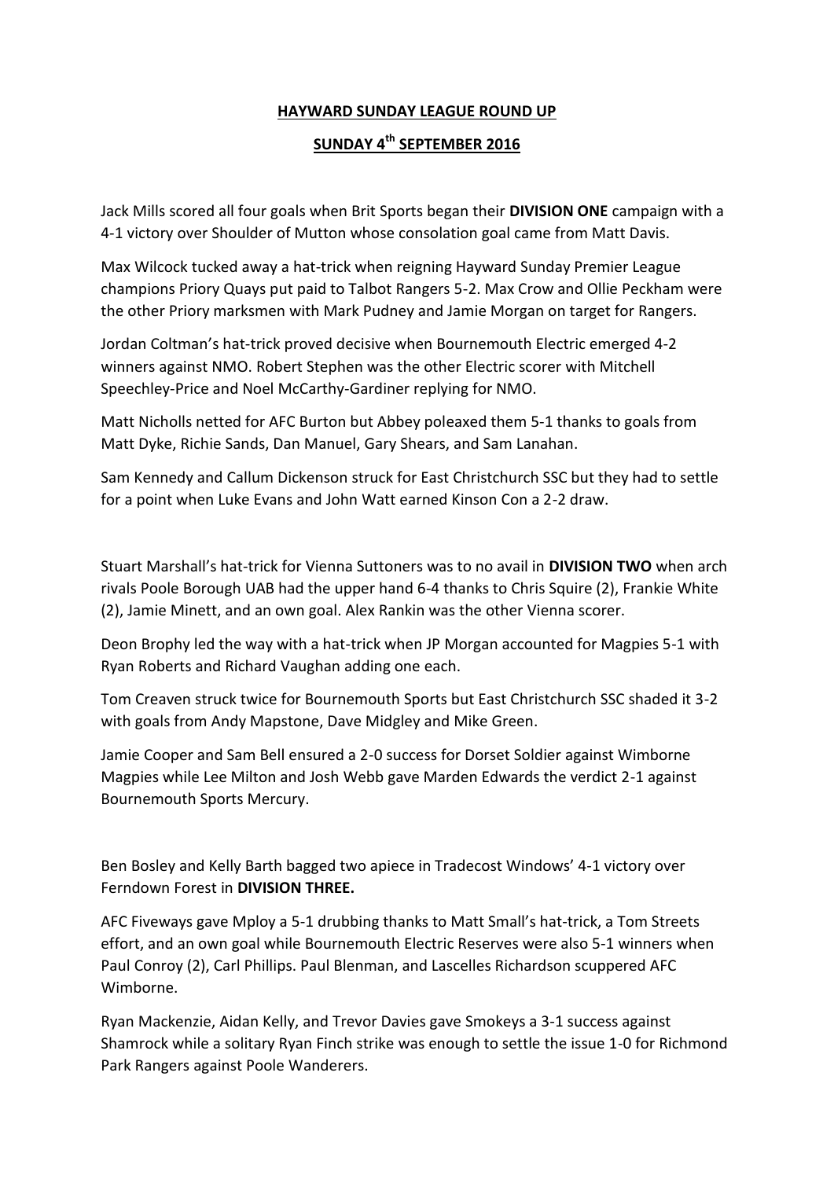**HAYWARD SUNDAY LEAGUE ROUND UP**

**SUNDAY 4th SEPTEMBER 2016**

Jack Mills scored all four goals when Brit Sports began their **DIVISION ONE** campaign with a 4-1 victory over Shoulder of Mutton whose consolation goal came from Matt Davis.

Max Wilcock tucked away a hat-trick when reigning Hayward Sunday Premier League champions Priory Quays put paid to Talbot Rangers 5-2. Max Crow and Ollie Peckham were the other Priory marksmen with Mark Pudney and Jamie Morgan on target for Rangers.

Jordan Coltman's hat-trick proved decisive when Bournemouth Electric emerged 4-2 winners against NMO. Robert Stephen was the other Electric scorer with Mitchell Speechley-Price and Noel McCarthy-Gardiner replying for NMO.

Matt Nicholls netted for AFC Burton but Abbey poleaxed them 5-1 thanks to goals from Matt Dyke, Richie Sands, Dan Manuel, Gary Shears, and Sam Lanahan.

Sam Kennedy and Callum Dickenson struck for East Christchurch SSC but they had to settle for a point when Luke Evans and John Watt earned Kinson Con a 2-2 draw.

Stuart Marshall's hat-trick for Vienna Suttoners was to no avail in **DIVISION TWO** when arch rivals Poole Borough UAB had the upper hand 6-4 thanks to Chris Squire (2), Frankie White (2), Jamie Minett, and an own goal. Alex Rankin was the other Vienna scorer.

Deon Brophy led the way with a hat-trick when JP Morgan accounted for Magpies 5-1 with Ryan Roberts and Richard Vaughan adding one each.

Tom Creaven struck twice for Bournemouth Sports but East Christchurch SSC shaded it 3-2 with goals from Andy Mapstone, Dave Midgley and Mike Green.

Jamie Cooper and Sam Bell ensured a 2-0 success for Dorset Soldier against Wimborne Magpies while Lee Milton and Josh Webb gave Marden Edwards the verdict 2-1 against Bournemouth Sports Mercury.

Ben Bosley and Kelly Barth bagged two apiece in Tradecost Windows' 4-1 victory over Ferndown Forest in **DIVISION THREE.**

AFC Fiveways gave Mploy a 5-1 drubbing thanks to Matt Small's hat-trick, a Tom Streets effort, and an own goal while Bournemouth Electric Reserves were also 5-1 winners when Paul Conroy (2), Carl Phillips. Paul Blenman, and Lascelles Richardson scuppered AFC Wimborne.

Ryan Mackenzie, Aidan Kelly, and Trevor Davies gave Smokeys a 3-1 success against Shamrock while a solitary Ryan Finch strike was enough to settle the issue 1-0 for Richmond Park Rangers against Poole Wanderers.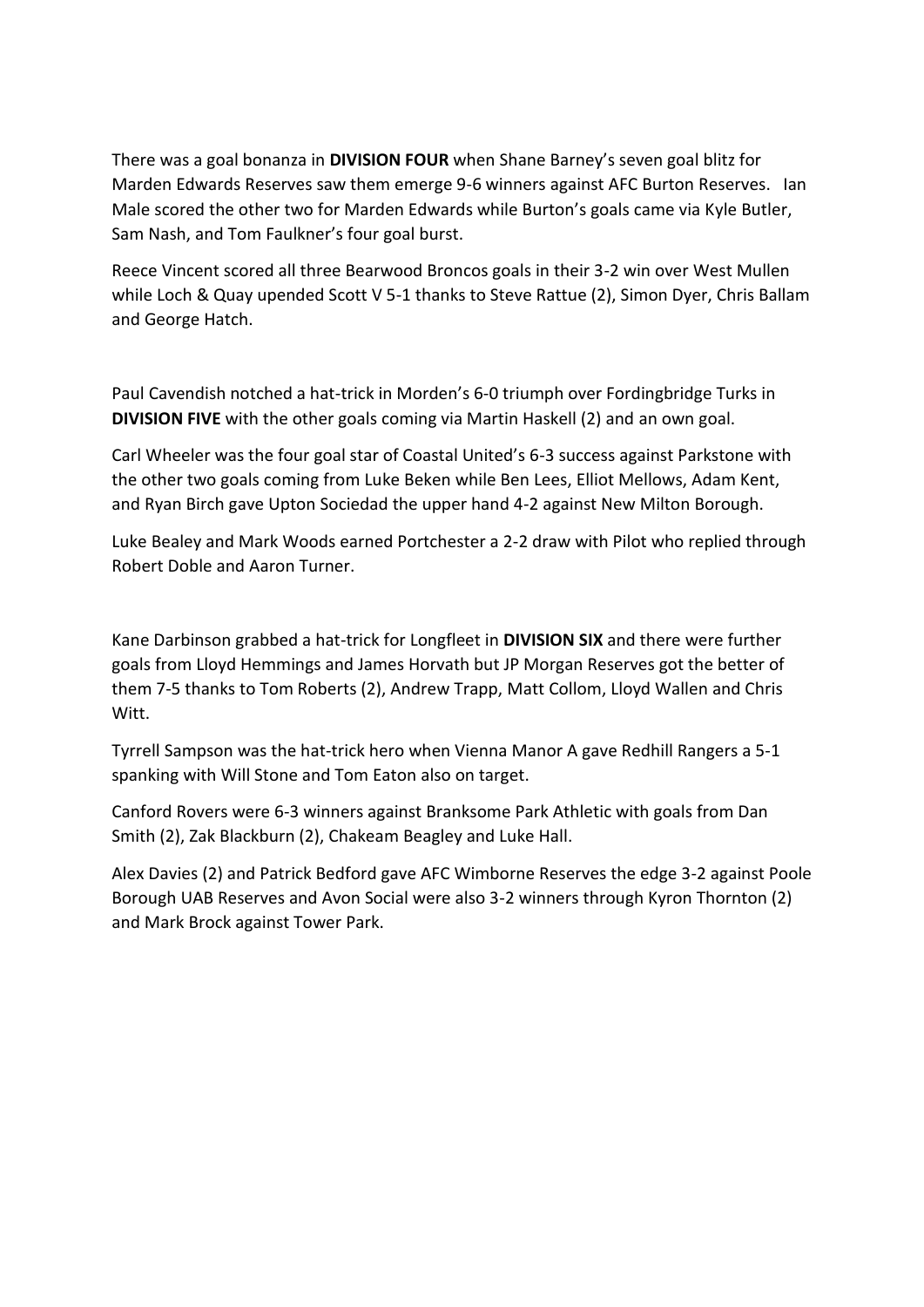There was a goal bonanza in **DIVISION FOUR** when Shane Barney's seven goal blitz for Marden Edwards Reserves saw them emerge 9-6 winners against AFC Burton Reserves. Ian Male scored the other two for Marden Edwards while Burton's goals came via Kyle Butler, Sam Nash, and Tom Faulkner's four goal burst.

Reece Vincent scored all three Bearwood Broncos goals in their 3-2 win over West Mullen while Loch & Quay upended Scott V 5-1 thanks to Steve Rattue (2), Simon Dyer, Chris Ballam and George Hatch.

Paul Cavendish notched a hat-trick in Morden's 6-0 triumph over Fordingbridge Turks in **DIVISION FIVE** with the other goals coming via Martin Haskell (2) and an own goal.

Carl Wheeler was the four goal star of Coastal United's 6-3 success against Parkstone with the other two goals coming from Luke Beken while Ben Lees, Elliot Mellows, Adam Kent, and Ryan Birch gave Upton Sociedad the upper hand 4-2 against New Milton Borough.

Luke Bealey and Mark Woods earned Portchester a 2-2 draw with Pilot who replied through Robert Doble and Aaron Turner.

Kane Darbinson grabbed a hat-trick for Longfleet in **DIVISION SIX** and there were further goals from Lloyd Hemmings and James Horvath but JP Morgan Reserves got the better of them 7-5 thanks to Tom Roberts (2), Andrew Trapp, Matt Collom, Lloyd Wallen and Chris Witt.

Tyrrell Sampson was the hat-trick hero when Vienna Manor A gave Redhill Rangers a 5-1 spanking with Will Stone and Tom Eaton also on target.

Canford Rovers were 6-3 winners against Branksome Park Athletic with goals from Dan Smith (2), Zak Blackburn (2), Chakeam Beagley and Luke Hall.

Alex Davies (2) and Patrick Bedford gave AFC Wimborne Reserves the edge 3-2 against Poole Borough UAB Reserves and Avon Social were also 3-2 winners through Kyron Thornton (2) and Mark Brock against Tower Park.